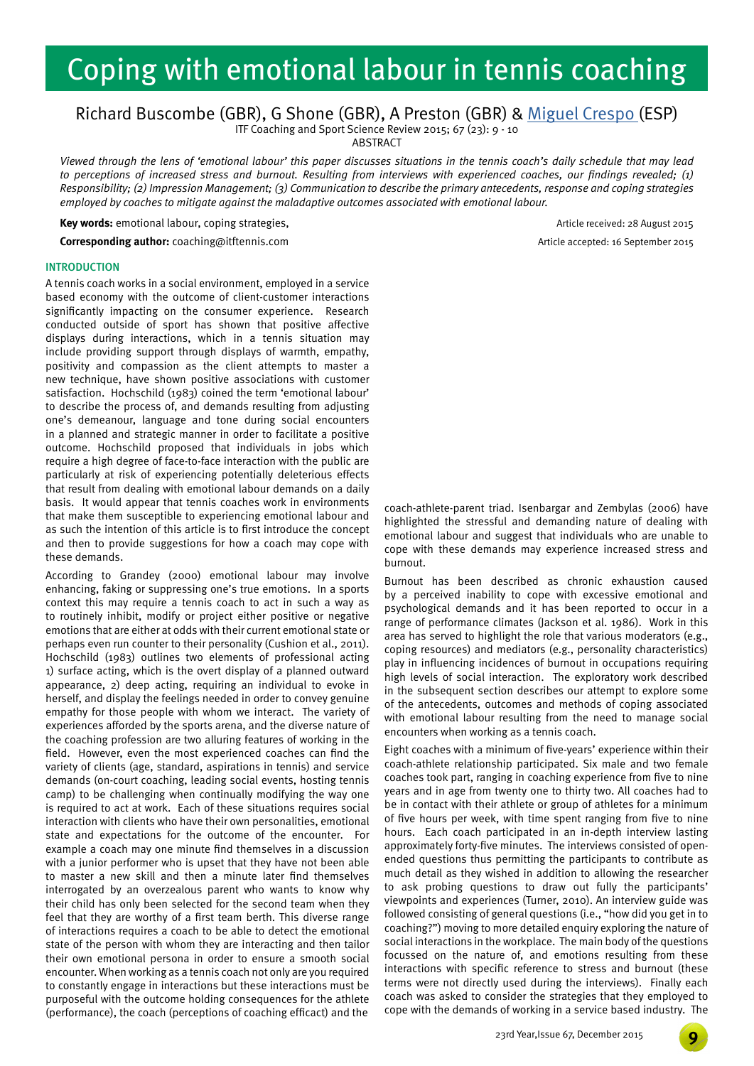# Coping with emotional labour in tennis coaching

Richard Buscombe (GBR), G Shone (GBR), A Preston (GBR) & Miguel Crespo (ESP)

ITF Coaching and Sport Science Review 2015; 67 (23): 9 - 10

ABSTRACT

*Viewed through the lens of 'emotional labour' this paper discusses situations in the tennis coach's daily schedule that may lead to perceptions of increased stress and burnout. Resulting from interviews with experienced coaches, our findings revealed; (1) Responsibility; (2) Impression Management; (3) Communication to describe the primary antecedents, response and coping strategies employed by coaches to mitigate against the maladaptive outcomes associated with emotional labour.*

**Key words:** emotional labour, coping strategies,

Article received: 28 August 2015

**Corresponding author:** coaching@itftennis.com

Article accepted: 16 September 2015

## INTRODUCTION

A tennis coach works in a social environment, employed in a service based economy with the outcome of client-customer interactions significantly impacting on the consumer experience. Research conducted outside of sport has shown that positive affective displays during interactions, which in a tennis situation may include providing support through displays of warmth, empathy, positivity and compassion as the client attempts to master a new technique, have shown positive associations with customer satisfaction. Hochschild (1983) coined the term 'emotional labour' to describe the process of, and demands resulting from adjusting one's demeanour, language and tone during social encounters in a planned and strategic manner in order to facilitate a positive outcome. Hochschild proposed that individuals in jobs which require a high degree of face-to-face interaction with the public are particularly at risk of experiencing potentially deleterious effects that result from dealing with emotional labour demands on a daily basis. It would appear that tennis coaches work in environments that make them susceptible to experiencing emotional labour and as such the intention of this article is to first introduce the concept and then to provide suggestions for how a coach may cope with these demands.

According to Grandey (2000) emotional labour may involve enhancing, faking or suppressing one's true emotions. In a sports context this may require a tennis coach to act in such a way as to routinely inhibit, modify or project either positive or negative emotions that are either at odds with their current emotional state or perhaps even run counter to their personality (Cushion et al., 2011). Hochschild (1983) outlines two elements of professional acting 1) surface acting, which is the overt display of a planned outward appearance, 2) deep acting, requiring an individual to evoke in herself, and display the feelings needed in order to convey genuine empathy for those people with whom we interact. The variety of experiences afforded by the sports arena, and the diverse nature of the coaching profession are two alluring features of working in the field. However, even the most experienced coaches can find the variety of clients (age, standard, aspirations in tennis) and service demands (on-court coaching, leading social events, hosting tennis camp) to be challenging when continually modifying the way one is required to act at work. Each of these situations requires social interaction with clients who have their own personalities, emotional state and expectations for the outcome of the encounter. For example a coach may one minute find themselves in a discussion with a junior performer who is upset that they have not been able to master a new skill and then a minute later find themselves interrogated by an overzealous parent who wants to know why their child has only been selected for the second team when they feel that they are worthy of a first team berth. This diverse range of interactions requires a coach to be able to detect the emotional state of the person with whom they are interacting and then tailor their own emotional persona in order to ensure a smooth social encounter. When working as a tennis coach not only are you required to constantly engage in interactions but these interactions must be purposeful with the outcome holding consequences for the athlete (performance), the coach (perceptions of coaching efficact) and the coach-athlete-parent triad. Isenbargar and Zembylas (2006) have highlighted the stressful and demanding nature of dealing with emotional labour and suggest that individuals who are unable to cope with these demands may experience increased stress and burnout.

Burnout has been described as chronic exhaustion caused by a perceived inability to cope with excessive emotional and psychological demands and it has been reported to occur in a range of performance climates (Jackson et al. 1986). Work in this area has served to highlight the role that various moderators (e.g., coping resources) and mediators (e.g., personality characteristics) play in influencing incidences of burnout in occupations requiring high levels of social interaction. The exploratory work described in the subsequent section describes our attempt to explore some of the antecedents, outcomes and methods of coping associated with emotional labour resulting from the need to manage social encounters when working as a tennis coach.

Eight coaches with a minimum of five-years' experience within their coach-athlete relationship participated. Six male and two female coaches took part, ranging in coaching experience from five to nine years and in age from twenty one to thirty two. All coaches had to be in contact with their athlete or group of athletes for a minimum of five hours per week, with time spent ranging from five to nine hours. Each coach participated in an in-depth interview lasting approximately forty-five minutes. The interviews consisted of open-ended questions thus permitting the participants to contribute as much detail as they wished in addition to allowing the researcher to ask probing questions to draw out fully the participants' viewpoints and experiences (Turner, 2010). An interview guide was followed consisting of general questions (i.e., "how did you get in to coaching?") moving to more detailed enquiry exploring the nature of social interactions in the workplace. The main body of the questions focussed on the nature of, and emotions resulting from these interactions with specific reference to stress and burnout (these terms were not directly used during the interviews). Finally each coach was asked to consider the strategies that they employed to cope with the demands of working in a service based industry. The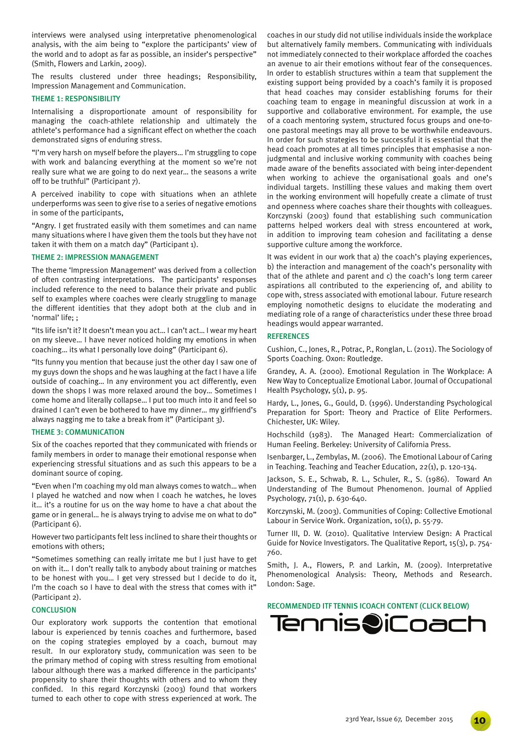interviews were analysed using interpretative phenomenological analysis, with the aim being to "explore the participants' view of the world and to adopt as far as possible, an insider's perspective" (Smith, Flowers and Larkin, 2009).

The results clustered under three headings; Responsibility, Impression Management and Communication.

## THEME 1: RESPONSIBILITY

Internalising a disproportionate amount of responsibility for managing the coach-athlete relationship and ultimately the athlete's performance had a significant effect on whether the coach demonstrated signs of enduring stress.

"I'm very harsh on myself before the players… I'm struggling to cope with work and balancing everything at the moment so we're not really sure what we are going to do next year… the seasons a write off to be truthful" (Participant 7).

A perceived inability to cope with situations when an athlete underperforms was seen to give rise to a series of negative emotions in some of the participants,

"Angry. I get frustrated easily with them sometimes and can name many situations where I have given them the tools but they have not taken it with them on a match day" (Participant 1).

## THEME 2: IMPRESSION MANAGEMENT

The theme 'Impression Management' was derived from a collection of often contrasting interpretations. The participants' responses included reference to the need to balance their private and public self to examples where coaches were clearly struggling to manage the different identities that they adopt both at the club and in 'normal' life; ;

"Its life isn't it? It doesn't mean you act… I can't act… I wear my heart on my sleeve… I have never noticed holding my emotions in when coaching… its what I personally love doing" (Participant 6).

"Its funny you mention that because just the other day I saw one of my guys down the shops and he was laughing at the fact I have a life outside of coaching… In any environment you act differently, even down the shops I was more relaxed around the boy… Sometimes I come home and literally collapse… I put too much into it and feel so drained I can't even be bothered to have my dinner… my girlfriend's always nagging me to take a break from it" (Participant 3).

## THEME 3: COMMUNICATION

Six of the coaches reported that they communicated with friends or family members in order to manage their emotional response when experiencing stressful situations and as such this appears to be a dominant source of coping.

"Even when I'm coaching my old man always comes to watch… when I played he watched and now when I coach he watches, he loves it… it's a routine for us on the way home to have a chat about the game or in general… he is always trying to advise me on what to do" (Participant 6).

However two participants felt less inclined to share their thoughts or emotions with others;

"Sometimes something can really irritate me but I just have to get on with it… I don't really talk to anybody about training or matches to be honest with you… I get very stressed but I decide to do it, I'm the coach so I have to deal with the stress that comes with it" (Participant 2).

## CONCLUSION

Our exploratory work supports the contention that emotional labour is experienced by tennis coaches and furthermore, based on the coping strategies employed by a coach, burnout may result. In our exploratory study, communication was seen to be the primary method of coping with stress resulting from emotional labour although there was a marked difference in the participants' propensity to share their thoughts with others and to whom they confided. In this regard Korczynski (2003) found that workers turned to each other to cope with stress experienced at work. The coaches in our study did not utilise individuals inside the workplace but alternatively family members. Communicating with individuals not immediately connected to their workplace afforded the coaches an avenue to air their emotions without fear of the consequences. In order to establish structures within a team that supplement the existing support being provided by a coach's family it is proposed that head coaches may consider establishing forums for their coaching team to engage in meaningful discussion at work in a supportive and collaborative environment. For example, the use of a coach mentoring system, structured focus groups and one-to-one pastoral meetings may all prove to be worthwhile endeavours. In order for such strategies to be successful it is essential that the head coach promotes at all times principles that emphasise a non-judgmental and inclusive working community with coaches being made aware of the benefits associated with being inter-dependent when working to achieve the organisational goals and one's individual targets. Instilling these values and making them overt in the working environment will hopefully create a climate of trust and openness where coaches share their thoughts with colleagues. Korczynski (2003) found that establishing such communication patterns helped workers deal with stress encountered at work, in addition to improving team cohesion and facilitating a dense supportive culture among the workforce.

It was evident in our work that a) the coach's playing experiences, b) the interaction and management of the coach's personality with that of the athlete and parent and c) the coach's long term career aspirations all contributed to the experiencing of, and ability to cope with, stress associated with emotional labour. Future research employing nomothetic designs to elucidate the moderating and mediating role of a range of characteristics under these three broad headings would appear warranted.

## REFERENCES

Cushion, C., Jones, R., Potrac, P., Ronglan, L. (2011). The Sociology of Sports Coaching. Oxon: Routledge.

Grandey, A. A. (2000). Emotional Regulation in The Workplace: A New Way to Conceptualize Emotional Labor. Journal of Occupational Health Psychology, 5(1), p. 95.

Hardy, L., Jones, G., Gould, D. (1996). Understanding Psychological Preparation for Sport: Theory and Practice of Elite Performers. Chichester, UK: Wiley.

Hochschild (1983). The Managed Heart: Commercialization of Human Feeling. Berkeley: University of California Press.

Isenbarger, L., Zembylas, M. (2006). The Emotional Labour of Caring in Teaching. Teaching and Teacher Education, 22(1), p. 120-134.

Jackson, S. E., Schwab, R. L., Schuler, R., S. (1986). Toward An Understanding of The Burnout Phenomenon. Journal of Applied Psychology, 71(1), p. 630-640.

Korczynski, M. (2003). Communities of Coping: Collective Emotional Labour in Service Work. Organization, 10(1), p. 55-79.

Turner III, D. W. (2010). Qualitative Interview Design: A Practical Guide for Novice Investigators. The Qualitative Report, 15(3), p. 754-760.

Smith, J. A., Flowers, P. and Larkin, M. (2009). Interpretative Phenomenological Analysis: Theory, Methods and Research. London: Sage.

**RECOMMENDED ITF TENNIS ICOACH CONTENT (CLICK BELOW)**

TennisiCoach